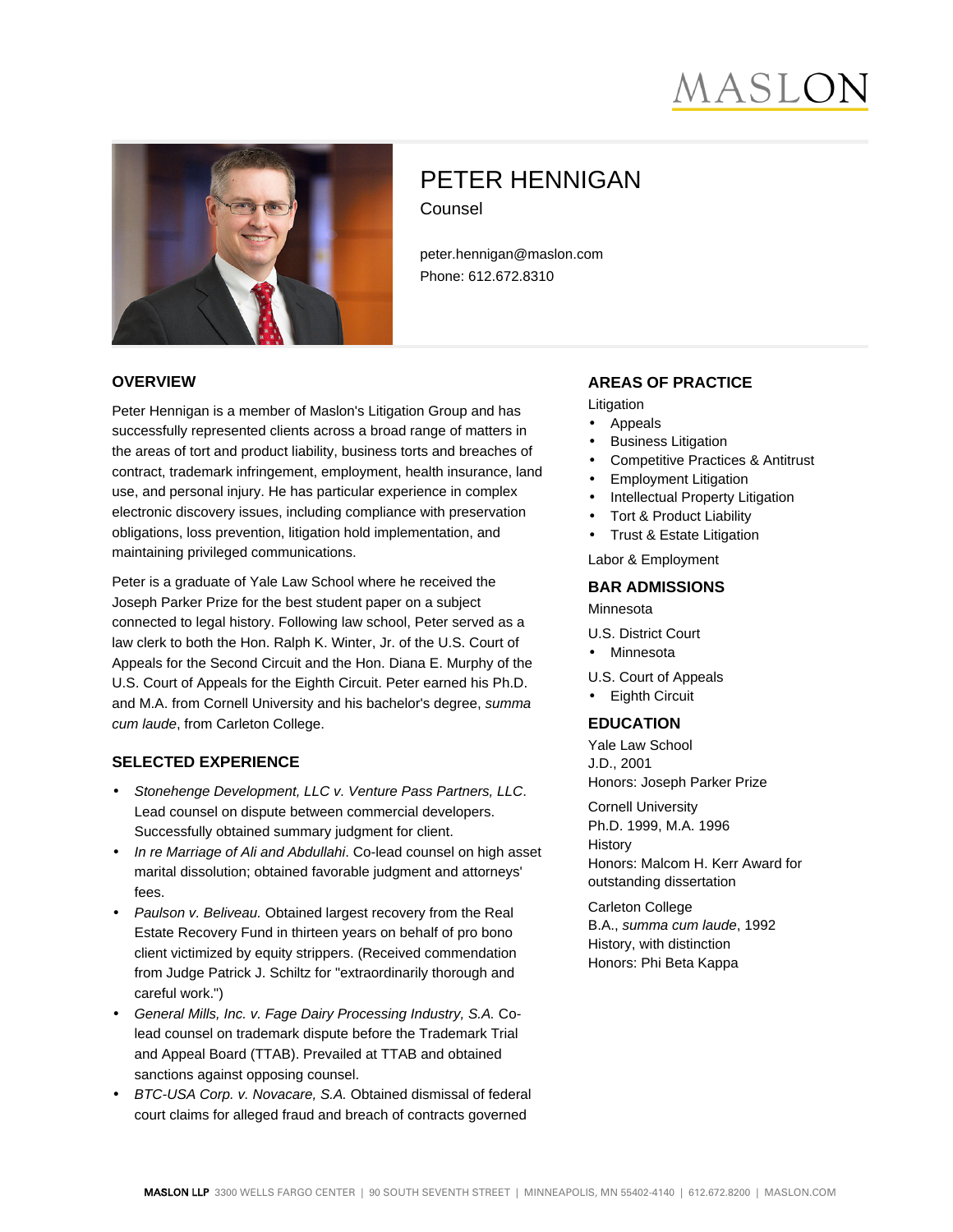# PETER HENNIGAN

Counsel

peter.hennigan@maslon.com
Phone: 612.672.8310

## OVERVIEW

Peter Hennigan is a member of Maslon's Litigation Group and has successfully represented clients across a broad range of matters in the areas of tort and product liability, business torts and breaches of contract, trademark infringement, employment, health insurance, land use, and personal injury. He has particular experience in complex electronic discovery issues, including compliance with preservation obligations, loss prevention, litigation hold implementation, and maintaining privileged communications.

Peter is a graduate of Yale Law School where he received the Joseph Parker Prize for the best student paper on a subject connected to legal history. Following law school, Peter served as a law clerk to both the Hon. Ralph K. Winter, Jr. of the U.S. Court of Appeals for the Second Circuit and the Hon. Diana E. Murphy of the U.S. Court of Appeals for the Eighth Circuit. Peter earned his Ph.D. and M.A. from Cornell University and his bachelor's degree, *summa cum laude*, from Carleton College.

## SELECTED EXPERIENCE

- *Stonehenge Development, LLC v. Venture Pass Partners, LLC*. Lead counsel on dispute between commercial developers. Successfully obtained summary judgment for client.
- *In re Marriage of Ali and Abdullahi*. Co-lead counsel on high asset marital dissolution; obtained favorable judgment and attorneys' fees.
- *Paulson v. Beliveau.* Obtained largest recovery from the Real Estate Recovery Fund in thirteen years on behalf of pro bono client victimized by equity strippers. (Received commendation from Judge Patrick J. Schiltz for "extraordinarily thorough and careful work.")
- *General Mills, Inc. v. Fage Dairy Processing Industry, S.A.* Co-lead counsel on trademark dispute before the Trademark Trial and Appeal Board (TTAB). Prevailed at TTAB and obtained sanctions against opposing counsel.
- *BTC-USA Corp. v. Novacare, S.A.* Obtained dismissal of federal court claims for alleged fraud and breach of contracts governed

## AREAS OF PRACTICE

Litigation

- Appeals
- Business Litigation
- Competitive Practices & Antitrust
- Employment Litigation
- Intellectual Property Litigation
- Tort & Product Liability
- Trust & Estate Litigation

Labor & Employment

## BAR ADMISSIONS

Minnesota

U.S. District Court

- Minnesota

U.S. Court of Appeals

- Eighth Circuit

## EDUCATION

Yale Law School
J.D., 2001
Honors: Joseph Parker Prize

Cornell University
Ph.D. 1999, M.A. 1996
History
Honors: Malcom H. Kerr Award for outstanding dissertation

Carleton College
B.A., *summa cum laude*, 1992
History, with distinction
Honors: Phi Beta Kappa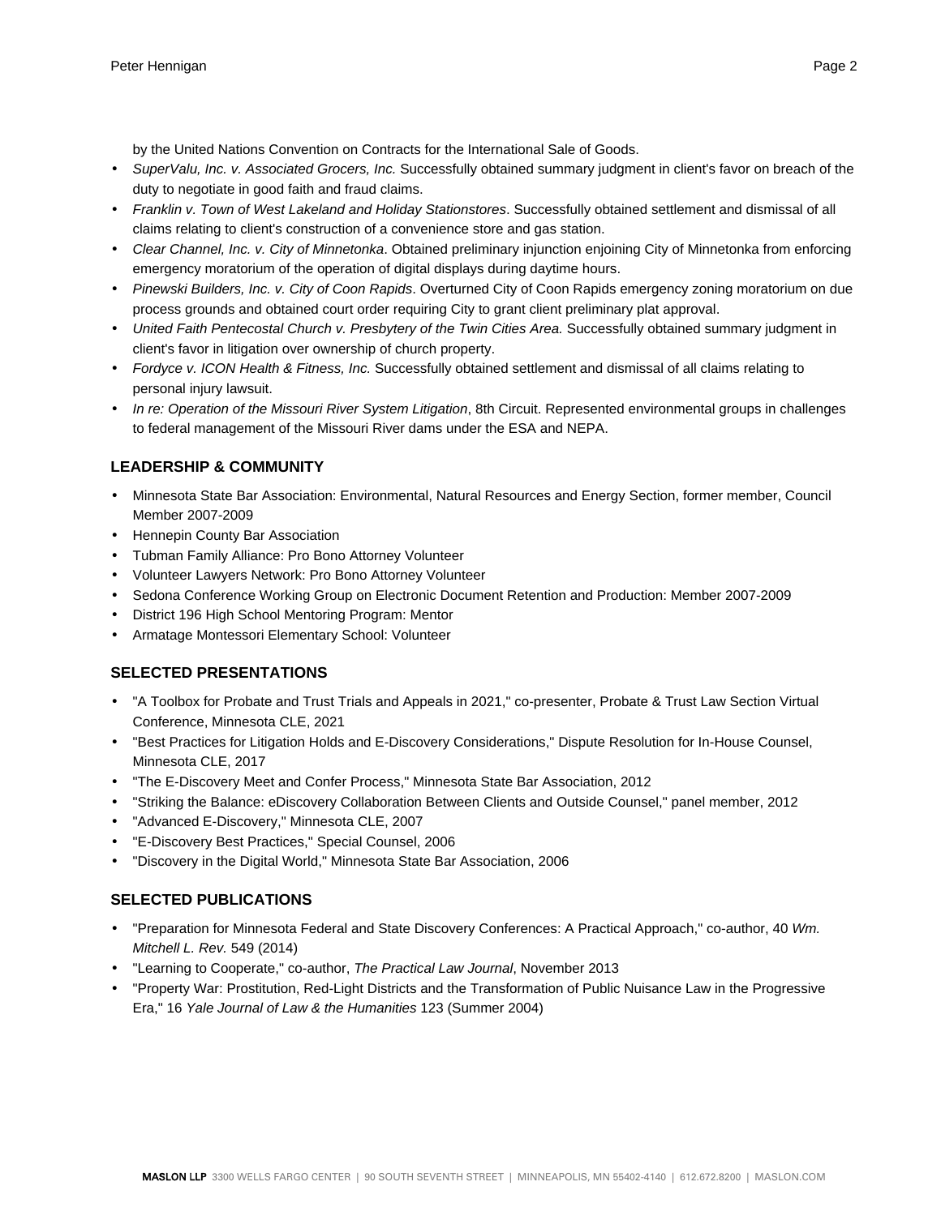by the United Nations Convention on Contracts for the International Sale of Goods.

- *SuperValu, Inc. v. Associated Grocers, Inc.* Successfully obtained summary judgment in client's favor on breach of the duty to negotiate in good faith and fraud claims.
- *Franklin v. Town of West Lakeland and Holiday Stationstores*. Successfully obtained settlement and dismissal of all claims relating to client's construction of a convenience store and gas station.
- *Clear Channel, Inc. v. City of Minnetonka*. Obtained preliminary injunction enjoining City of Minnetonka from enforcing emergency moratorium of the operation of digital displays during daytime hours.
- *Pinewski Builders, Inc. v. City of Coon Rapids*. Overturned City of Coon Rapids emergency zoning moratorium on due process grounds and obtained court order requiring City to grant client preliminary plat approval.
- *United Faith Pentecostal Church v. Presbytery of the Twin Cities Area.* Successfully obtained summary judgment in client's favor in litigation over ownership of church property.
- *Fordyce v. ICON Health & Fitness, Inc.* Successfully obtained settlement and dismissal of all claims relating to personal injury lawsuit.
- *In re: Operation of the Missouri River System Litigation*, 8th Circuit. Represented environmental groups in challenges to federal management of the Missouri River dams under the ESA and NEPA.

## LEADERSHIP & COMMUNITY

- Minnesota State Bar Association: Environmental, Natural Resources and Energy Section, former member, Council Member 2007-2009
- Hennepin County Bar Association
- Tubman Family Alliance: Pro Bono Attorney Volunteer
- Volunteer Lawyers Network: Pro Bono Attorney Volunteer
- Sedona Conference Working Group on Electronic Document Retention and Production: Member 2007-2009
- District 196 High School Mentoring Program: Mentor
- Armatage Montessori Elementary School: Volunteer

## SELECTED PRESENTATIONS

- "A Toolbox for Probate and Trust Trials and Appeals in 2021," co-presenter, Probate & Trust Law Section Virtual Conference, Minnesota CLE, 2021
- "Best Practices for Litigation Holds and E-Discovery Considerations," Dispute Resolution for In-House Counsel, Minnesota CLE, 2017
- "The E-Discovery Meet and Confer Process," Minnesota State Bar Association, 2012
- "Striking the Balance: eDiscovery Collaboration Between Clients and Outside Counsel," panel member, 2012
- "Advanced E-Discovery," Minnesota CLE, 2007
- "E-Discovery Best Practices," Special Counsel, 2006
- "Discovery in the Digital World," Minnesota State Bar Association, 2006

## SELECTED PUBLICATIONS

- "Preparation for Minnesota Federal and State Discovery Conferences: A Practical Approach," co-author, 40 *Wm. Mitchell L. Rev.* 549 (2014)
- "Learning to Cooperate," co-author, *The Practical Law Journal*, November 2013
- "Property War: Prostitution, Red-Light Districts and the Transformation of Public Nuisance Law in the Progressive Era," 16 *Yale Journal of Law & the Humanities* 123 (Summer 2004)